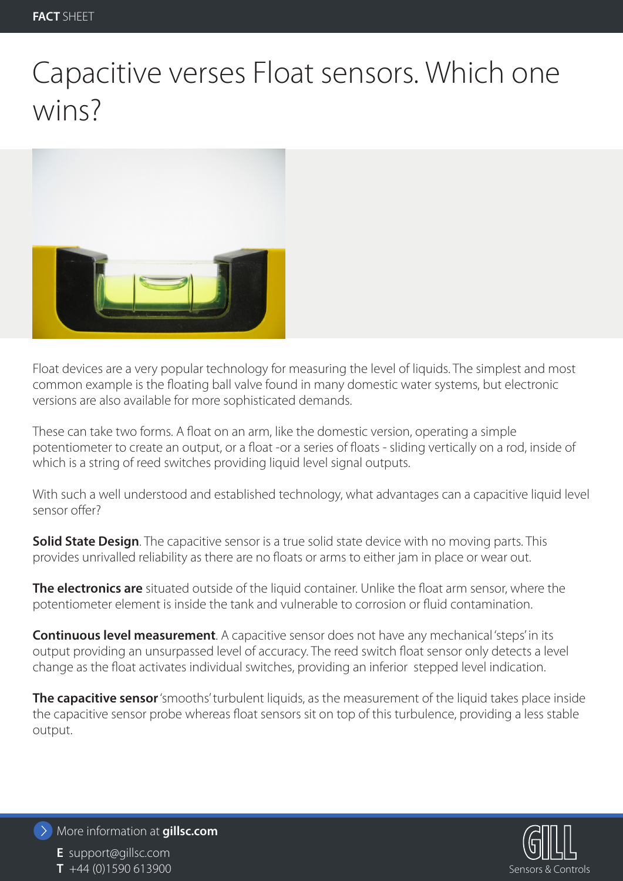# Capacitive verses Float sensors. Which one wins?

Float devices are a very popular technology for measuring the level of liquids. The simplest and most common example is the floating ball valve found in many domestic water systems, but electronic versions are also available for more sophisticated demands.

These can take two forms. A float on an arm, like the domestic version, operating a simple potentiometer to create an output, or a float -or a series of floats - sliding vertically on a rod, inside of which is a string of reed switches providing liquid level signal outputs.

With such a well understood and established technology, what advantages can a capacitive liquid level sensor offer?

**Solid State Design**. The capacitive sensor is a true solid state device with no moving parts. This provides unrivalled reliability as there are no floats or arms to either jam in place or wear out.

**The electronics are** situated outside of the liquid container. Unlike the float arm sensor, where the potentiometer element is inside the tank and vulnerable to corrosion or fluid contamination.

**Continuous level measurement**. A capacitive sensor does not have any mechanical 'steps' in its output providing an unsurpassed level of accuracy. The reed switch float sensor only detects a level change as the float activates individual switches, providing an inferior stepped level indication.

**The capacitive sensor** 'smooths' turbulent liquids, as the measurement of the liquid takes place inside the capacitive sensor probe whereas float sensors sit on top of this turbulence, providing a less stable output.

More information at **gillsc.com**

**E** support@gillsc.com
**T** +44 (0)1590 613900

GILL Sensors & Controls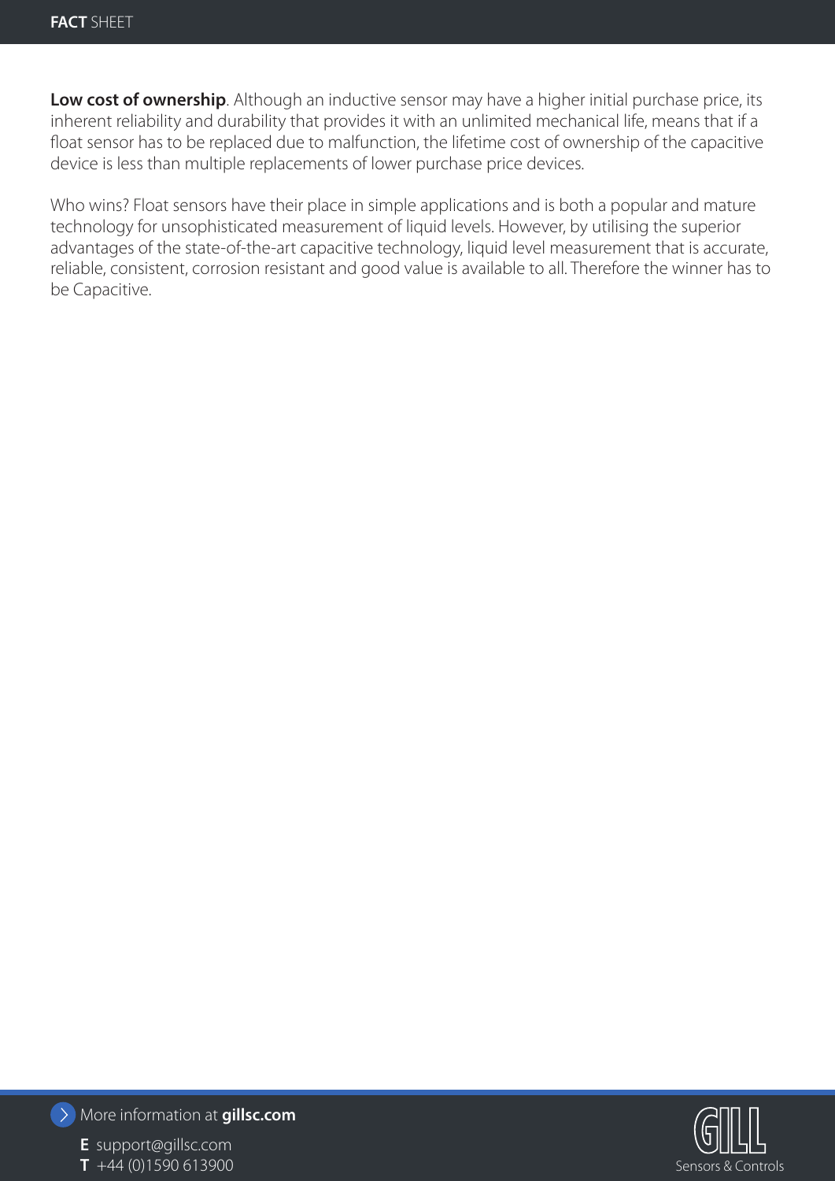**Low cost of ownership**. Although an inductive sensor may have a higher initial purchase price, its inherent reliability and durability that provides it with an unlimited mechanical life, means that if a float sensor has to be replaced due to malfunction, the lifetime cost of ownership of the capacitive device is less than multiple replacements of lower purchase price devices.

Who wins? Float sensors have their place in simple applications and is both a popular and mature technology for unsophisticated measurement of liquid levels. However, by utilising the superior advantages of the state-of-the-art capacitive technology, liquid level measurement that is accurate, reliable, consistent, corrosion resistant and good value is available to all. Therefore the winner has to be Capacitive.

More information at **gillsc.com**

**E** support@gillsc.com
**T** +44 (0)1590 613900

GILL Sensors & Controls